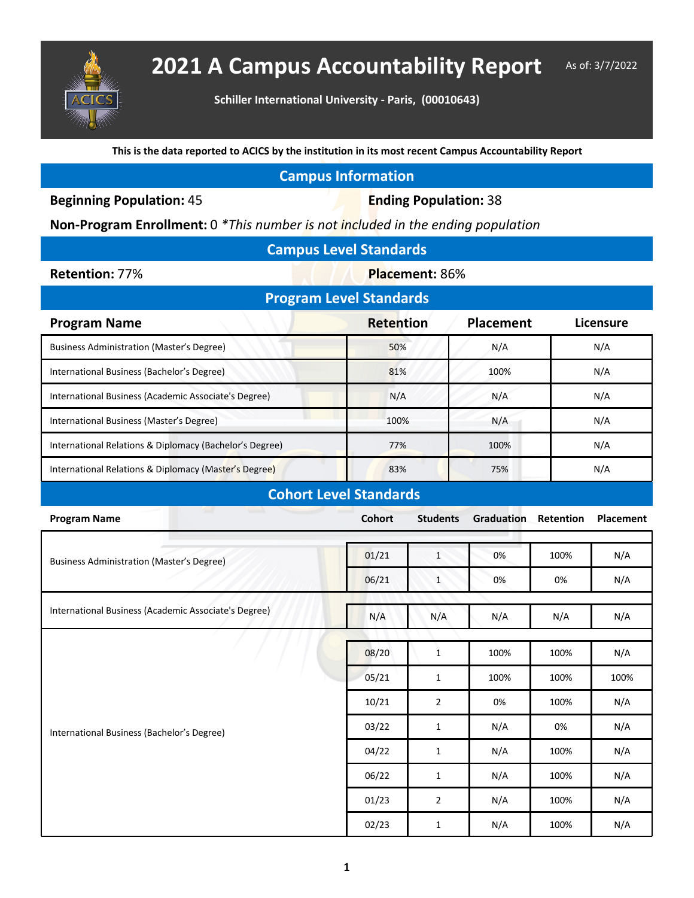# 2021 A Campus Accountability Report

As of: 3/7/2022

**Schiller International University - Paris, (00010643)**

**This is the data reported to ACICS by the institution in its most recent Campus Accountability Report**

## Campus Information

**Beginning Population:** 45

**Ending Population:** 38

**Non-Program Enrollment:** 0 *\*This number is not included in the ending population*

## Campus Level Standards

**Retention:** 77%

**Placement:** 86%

## Program Level Standards

| Program Name | Retention | Placement | Licensure |
|---|---|---|---|
| Business Administration (Master's Degree) | 50% | N/A | N/A |
| International Business (Bachelor's Degree) | 81% | 100% | N/A |
| International Business (Academic Associate's Degree) | N/A | N/A | N/A |
| International Business (Master's Degree) | 100% | N/A | N/A |
| International Relations & Diplomacy (Bachelor's Degree) | 77% | 100% | N/A |
| International Relations & Diplomacy (Master's Degree) | 83% | 75% | N/A |

## Cohort Level Standards

| Program Name | Cohort | Students | Graduation | Retention | Placement |
|---|---|---|---|---|---|
| Business Administration (Master's Degree) | 01/21 | 1 | 0% | 100% | N/A |
| | 06/21 | 1 | 0% | 0% | N/A |
| International Business (Academic Associate's Degree) | N/A | N/A | N/A | N/A | N/A |
| International Business (Bachelor's Degree) | 08/20 | 1 | 100% | 100% | N/A |
| | 05/21 | 1 | 100% | 100% | 100% |
| | 10/21 | 2 | 0% | 100% | N/A |
| | 03/22 | 1 | N/A | 0% | N/A |
| | 04/22 | 1 | N/A | 100% | N/A |
| | 06/22 | 1 | N/A | 100% | N/A |
| | 01/23 | 2 | N/A | 100% | N/A |
| | 02/23 | 1 | N/A | 100% | N/A |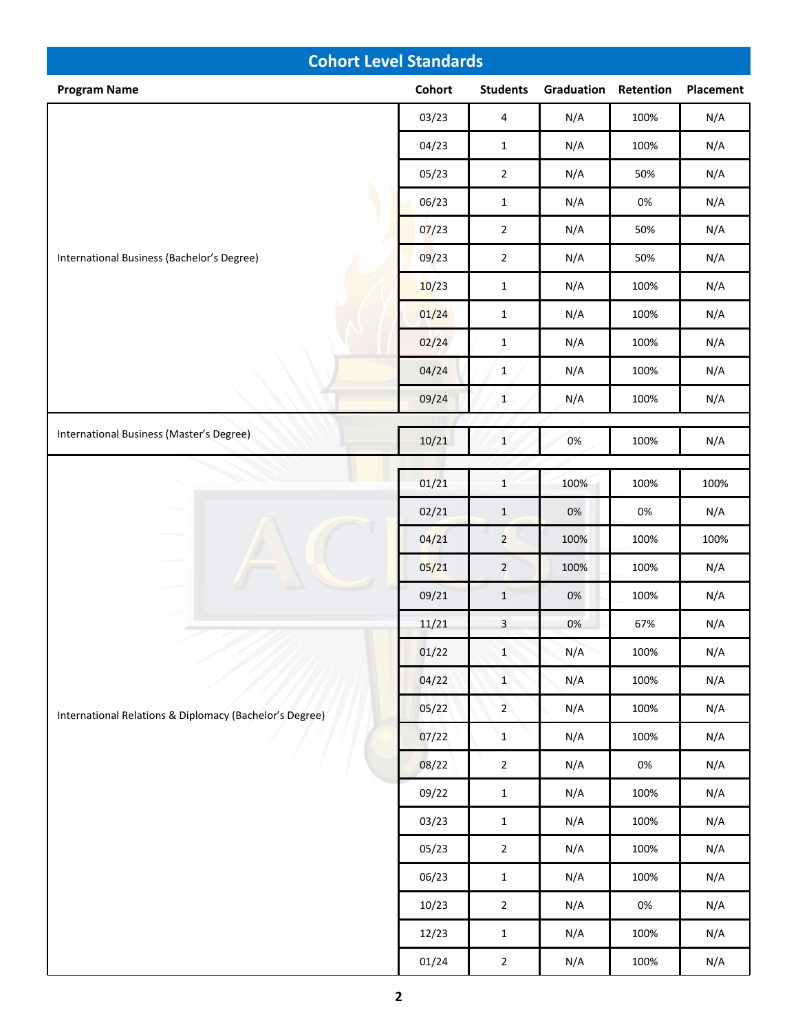## Cohort Level Standards

| Program Name | Cohort | Students | Graduation | Retention | Placement |
|---|---|---|---|---|---|
| International Business (Bachelor's Degree) | 03/23 | 4 | N/A | 100% | N/A |
| | 04/23 | 1 | N/A | 100% | N/A |
| | 05/23 | 2 | N/A | 50% | N/A |
| | 06/23 | 1 | N/A | 0% | N/A |
| | 07/23 | 2 | N/A | 50% | N/A |
| | 09/23 | 2 | N/A | 50% | N/A |
| | 10/23 | 1 | N/A | 100% | N/A |
| | 01/24 | 1 | N/A | 100% | N/A |
| | 02/24 | 1 | N/A | 100% | N/A |
| | 04/24 | 1 | N/A | 100% | N/A |
| | 09/24 | 1 | N/A | 100% | N/A |
| International Business (Master's Degree) | 10/21 | 1 | 0% | 100% | N/A |
| International Relations & Diplomacy (Bachelor's Degree) | 01/21 | 1 | 100% | 100% | 100% |
| | 02/21 | 1 | 0% | 0% | N/A |
| | 04/21 | 2 | 100% | 100% | 100% |
| | 05/21 | 2 | 100% | 100% | N/A |
| | 09/21 | 1 | 0% | 100% | N/A |
| | 11/21 | 3 | 0% | 67% | N/A |
| | 01/22 | 1 | N/A | 100% | N/A |
| | 04/22 | 1 | N/A | 100% | N/A |
| | 05/22 | 2 | N/A | 100% | N/A |
| | 07/22 | 1 | N/A | 100% | N/A |
| | 08/22 | 2 | N/A | 0% | N/A |
| | 09/22 | 1 | N/A | 100% | N/A |
| | 03/23 | 1 | N/A | 100% | N/A |
| | 05/23 | 2 | N/A | 100% | N/A |
| | 06/23 | 1 | N/A | 100% | N/A |
| | 10/23 | 2 | N/A | 0% | N/A |
| | 12/23 | 1 | N/A | 100% | N/A |
| | 01/24 | 2 | N/A | 100% | N/A |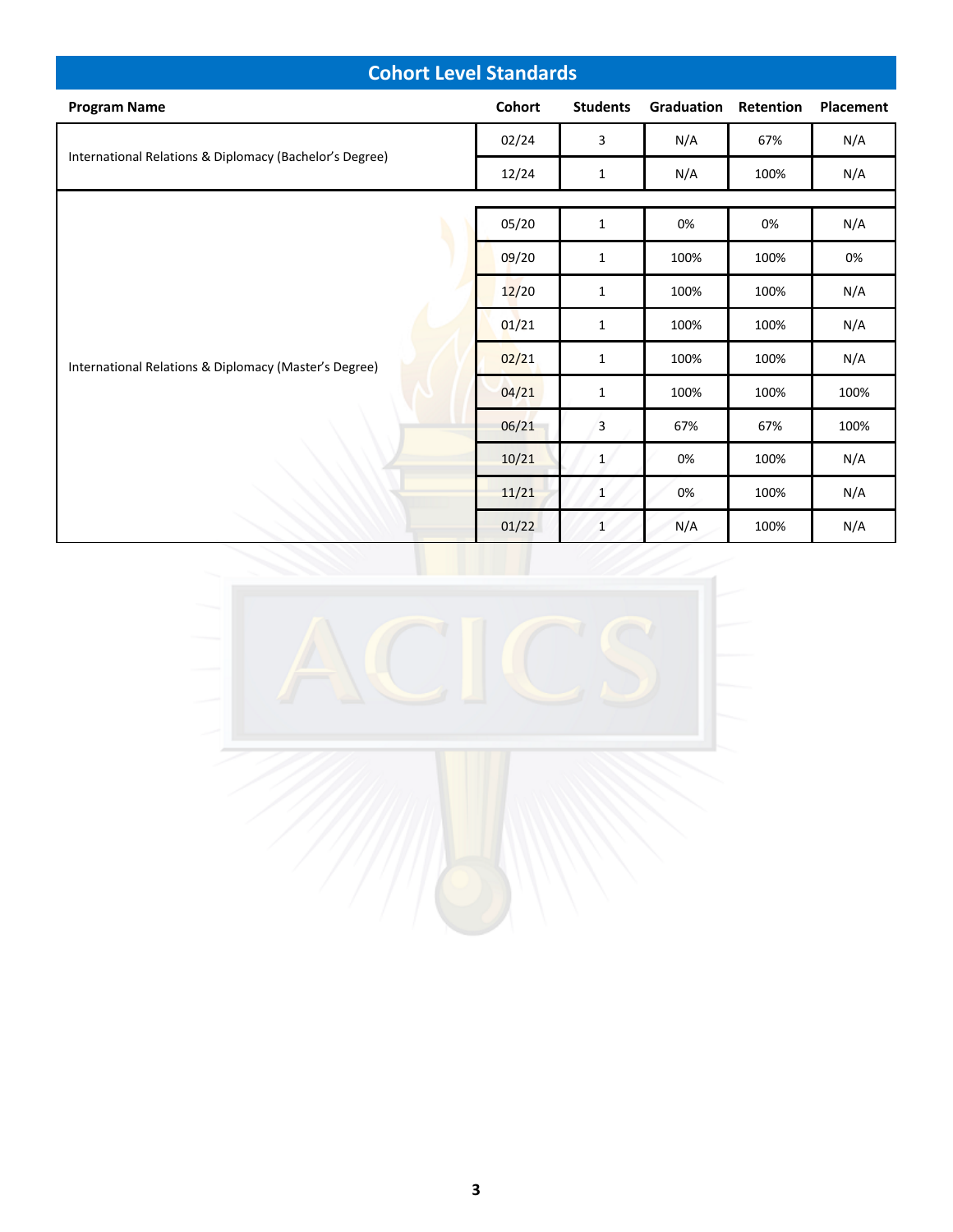## Cohort Level Standards

| Program Name | Cohort | Students | Graduation | Retention | Placement |
|---|---|---|---|---|---|
| International Relations & Diplomacy (Bachelor's Degree) | 02/24 | 3 | N/A | 67% | N/A |
| | 12/24 | 1 | N/A | 100% | N/A |
| International Relations & Diplomacy (Master's Degree) | 05/20 | 1 | 0% | 0% | N/A |
| | 09/20 | 1 | 100% | 100% | 0% |
| | 12/20 | 1 | 100% | 100% | N/A |
| | 01/21 | 1 | 100% | 100% | N/A |
| | 02/21 | 1 | 100% | 100% | N/A |
| | 04/21 | 1 | 100% | 100% | 100% |
| | 06/21 | 3 | 67% | 67% | 100% |
| | 10/21 | 1 | 0% | 100% | N/A |
| | 11/21 | 1 | 0% | 100% | N/A |
| | 01/22 | 1 | N/A | 100% | N/A |